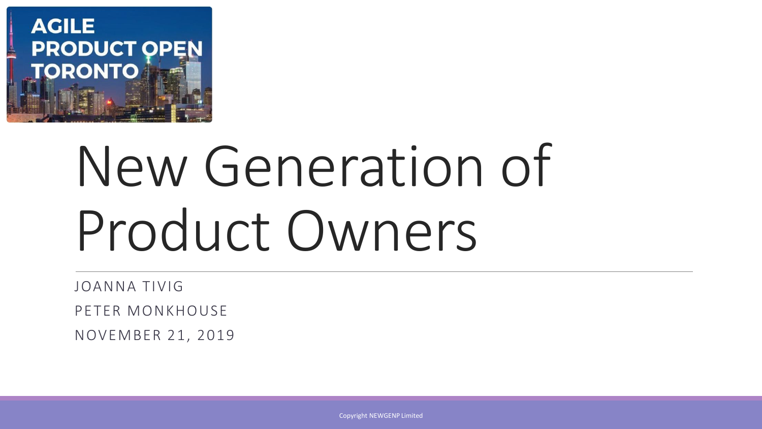AGILE PRODUCT OPEN TORONTO

# New Generation of Product Owners

JOANNA TIVIG

PETER MONKHOUSE

NOVEMBER 21, 2019

Copyright NEWGENP Limited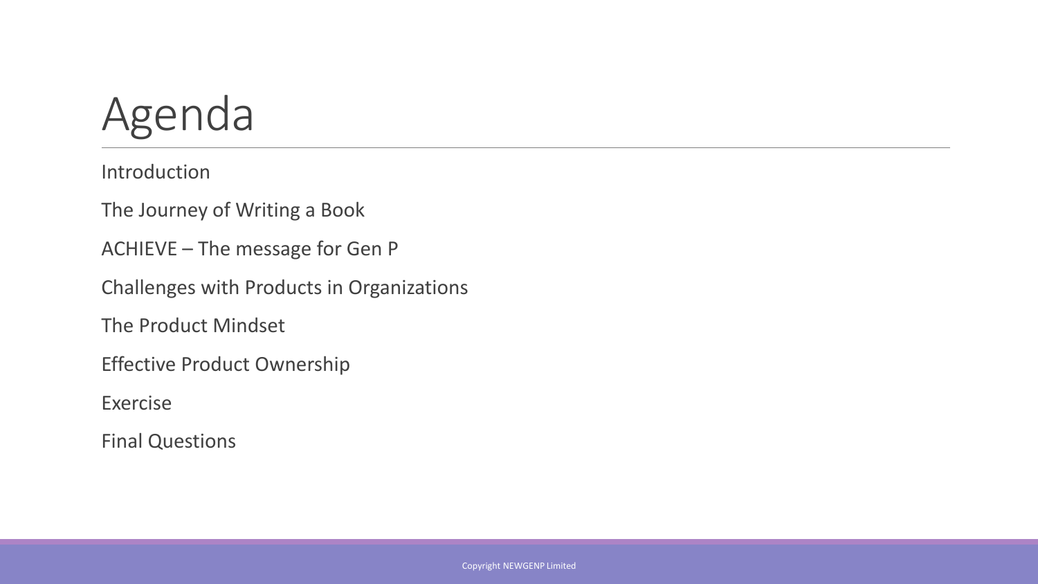# Agenda

Introduction

The Journey of Writing a Book

ACHIEVE – The message for Gen P

Challenges with Products in Organizations

The Product Mindset

Effective Product Ownership

Exercise

Final Questions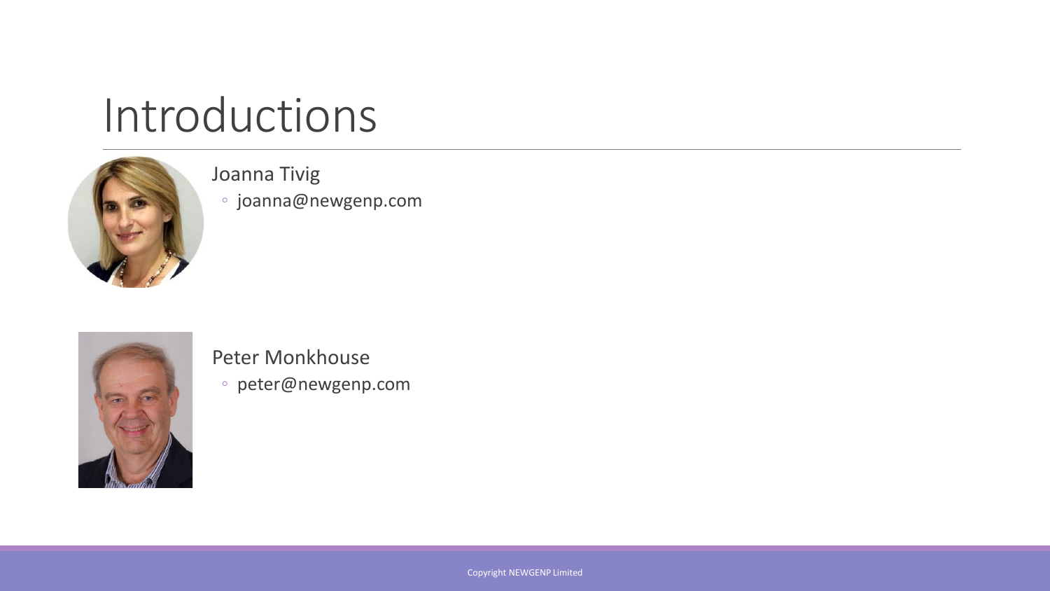# Introductions

Joanna Tivig

- joanna@newgenp.com

Peter Monkhouse

- peter@newgenp.com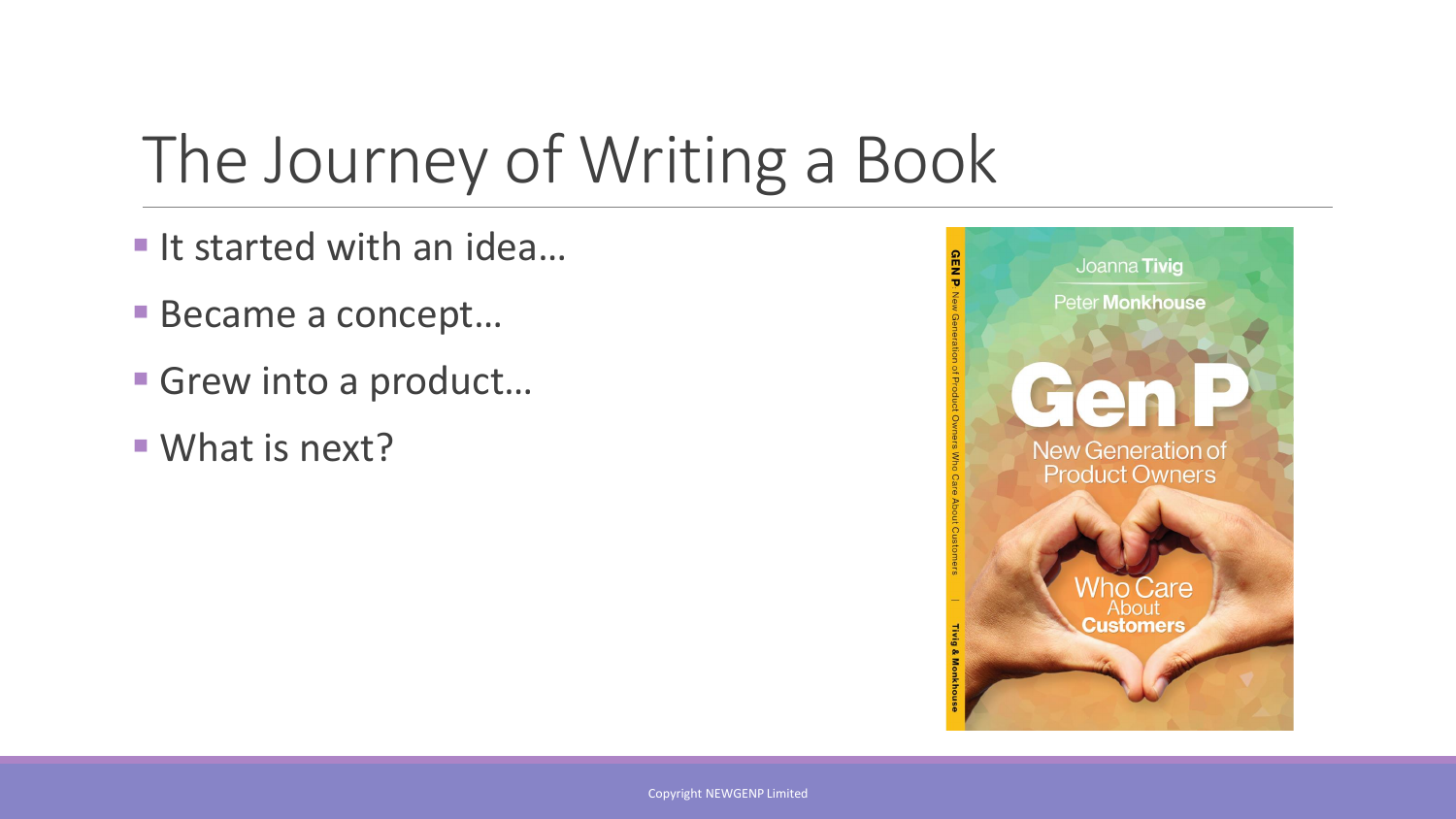# The Journey of Writing a Book

- It started with an idea…
- Became a concept…
- Grew into a product…
- What is next?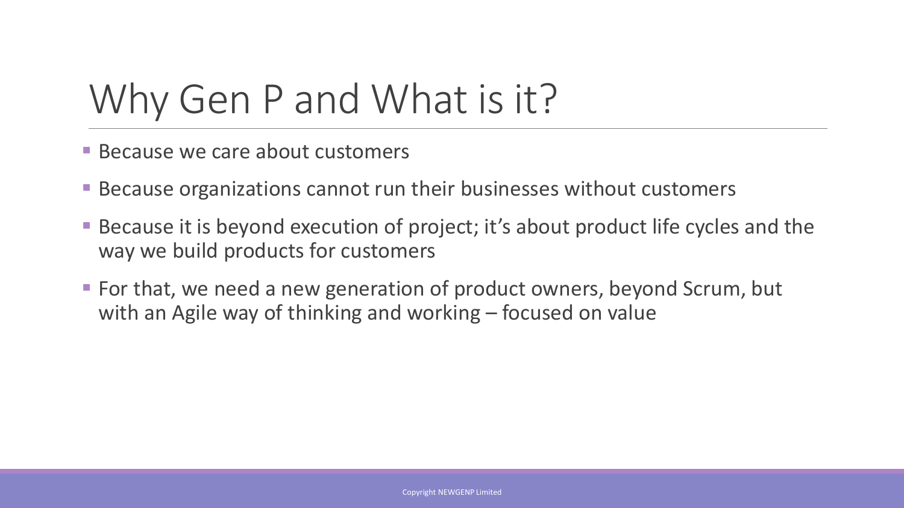# Why Gen P and What is it?

- Because we care about customers
- Because organizations cannot run their businesses without customers
- Because it is beyond execution of project; it's about product life cycles and the way we build products for customers
- For that, we need a new generation of product owners, beyond Scrum, but with an Agile way of thinking and working – focused on value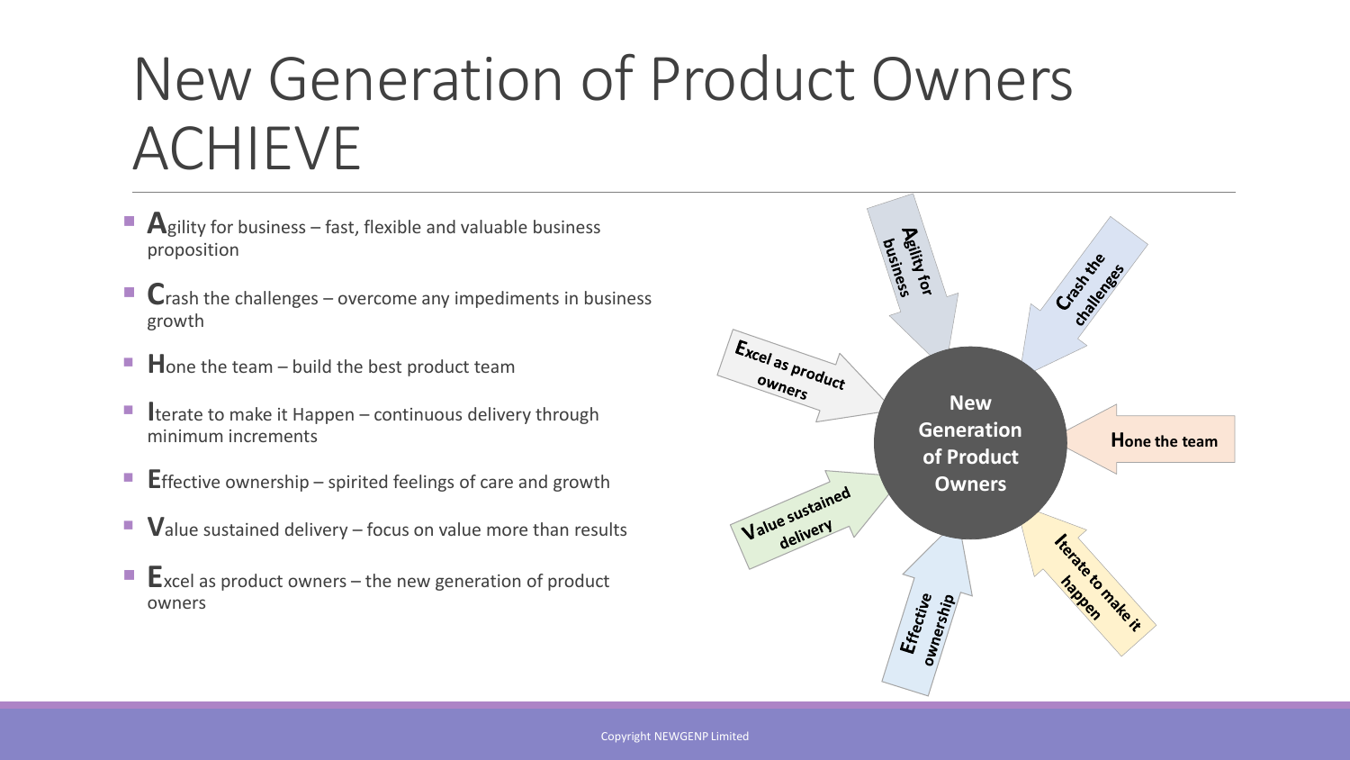# New Generation of Product Owners ACHIEVE

- **A**gility for business – fast, flexible and valuable business proposition
- **C**rash the challenges – overcome any impediments in business growth
- **H**one the team – build the best product team
- **I**terate to make it Happen – continuous delivery through minimum increments
- **E**ffective ownership – spirited feelings of care and growth
- **V**alue sustained delivery – focus on value more than results
- **E**xcel as product owners – the new generation of product owners

**New Generation of Product Owners**

- **A**gility for business
- **C**rash the challenges
- **H**one the team
- **I**terate to make it happen
- **E**ffective ownership
- **V**alue sustained delivery
- **E**xcel as product owners

Copyright NEWGENP Limited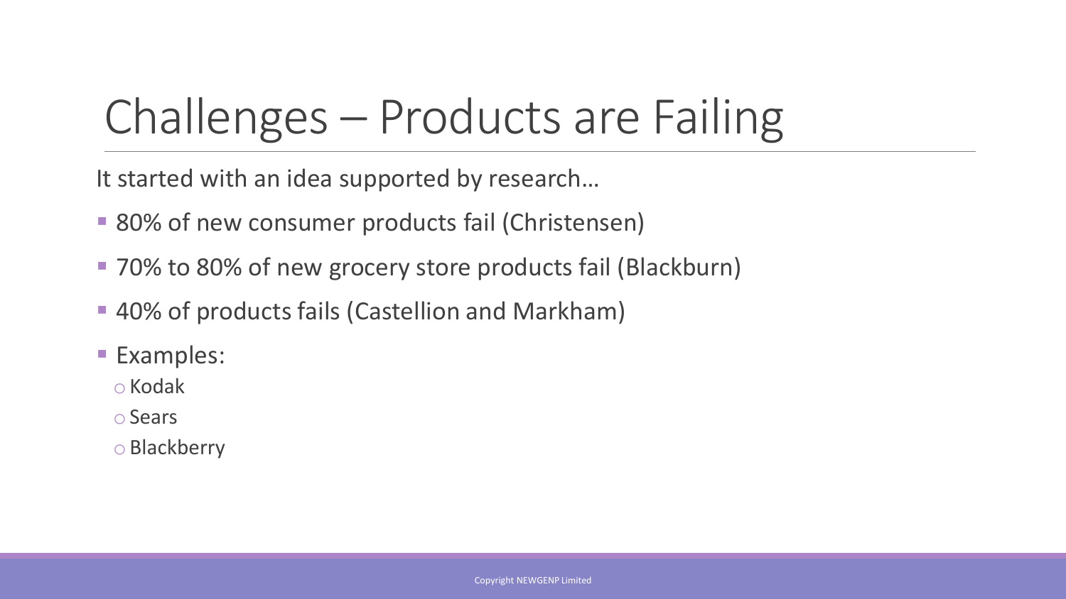# Challenges – Products are Failing

It started with an idea supported by research…

- 80% of new consumer products fail (Christensen)
- 70% to 80% of new grocery store products fail (Blackburn)
- 40% of products fails (Castellion and Markham)
- Examples:
  - Kodak
  - Sears
  - Blackberry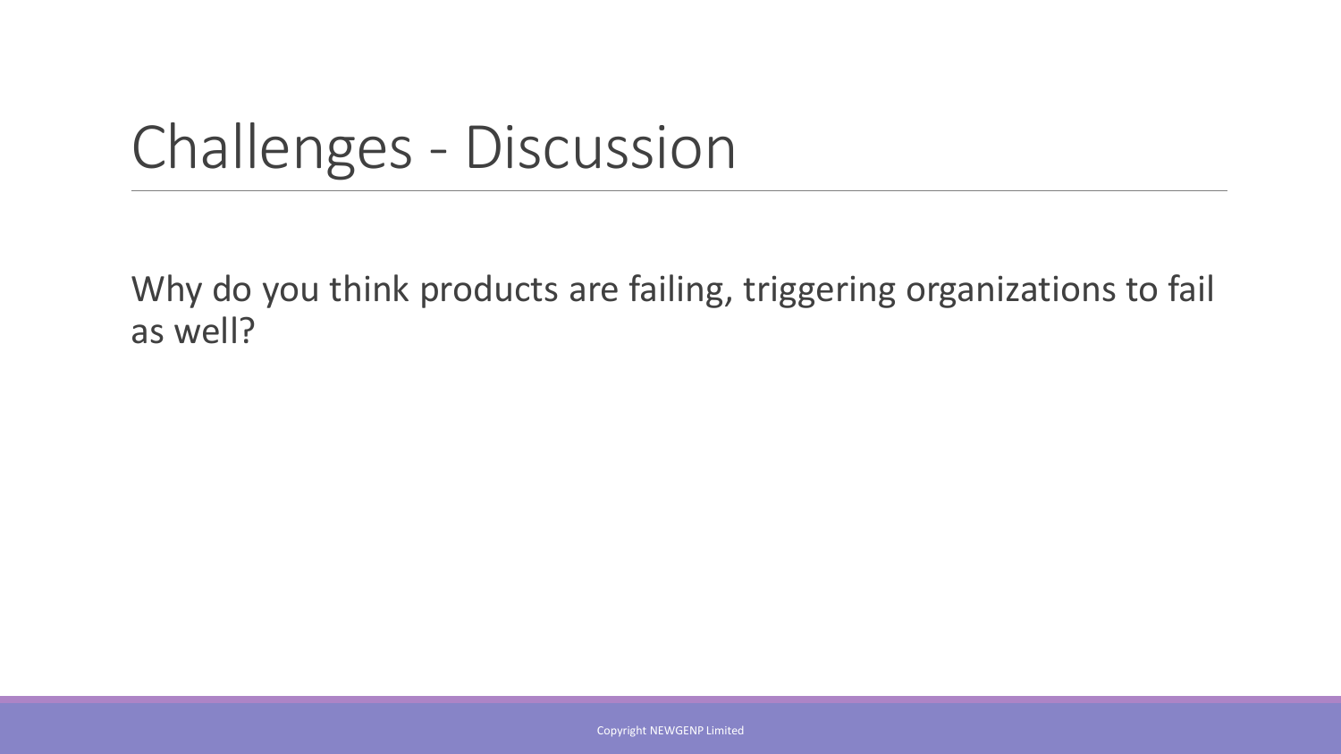# Challenges - Discussion

Why do you think products are failing, triggering organizations to fail as well?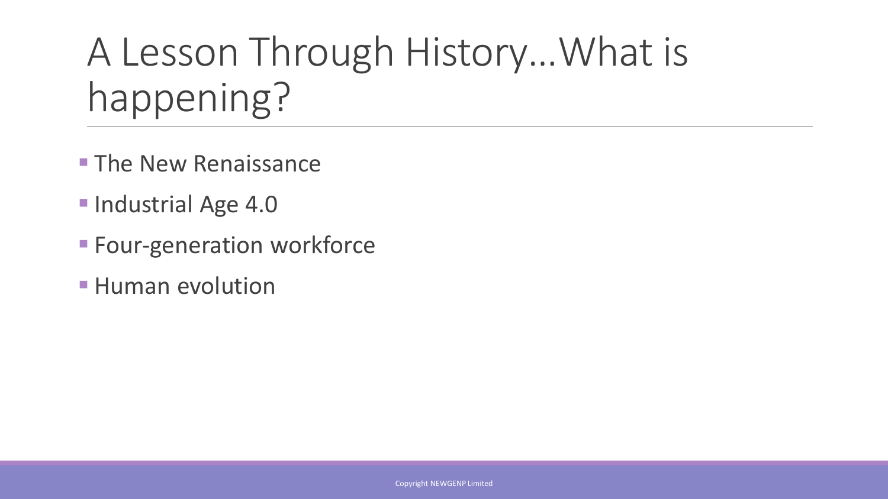# A Lesson Through History…What is happening?

- The New Renaissance
- Industrial Age 4.0
- Four-generation workforce
- Human evolution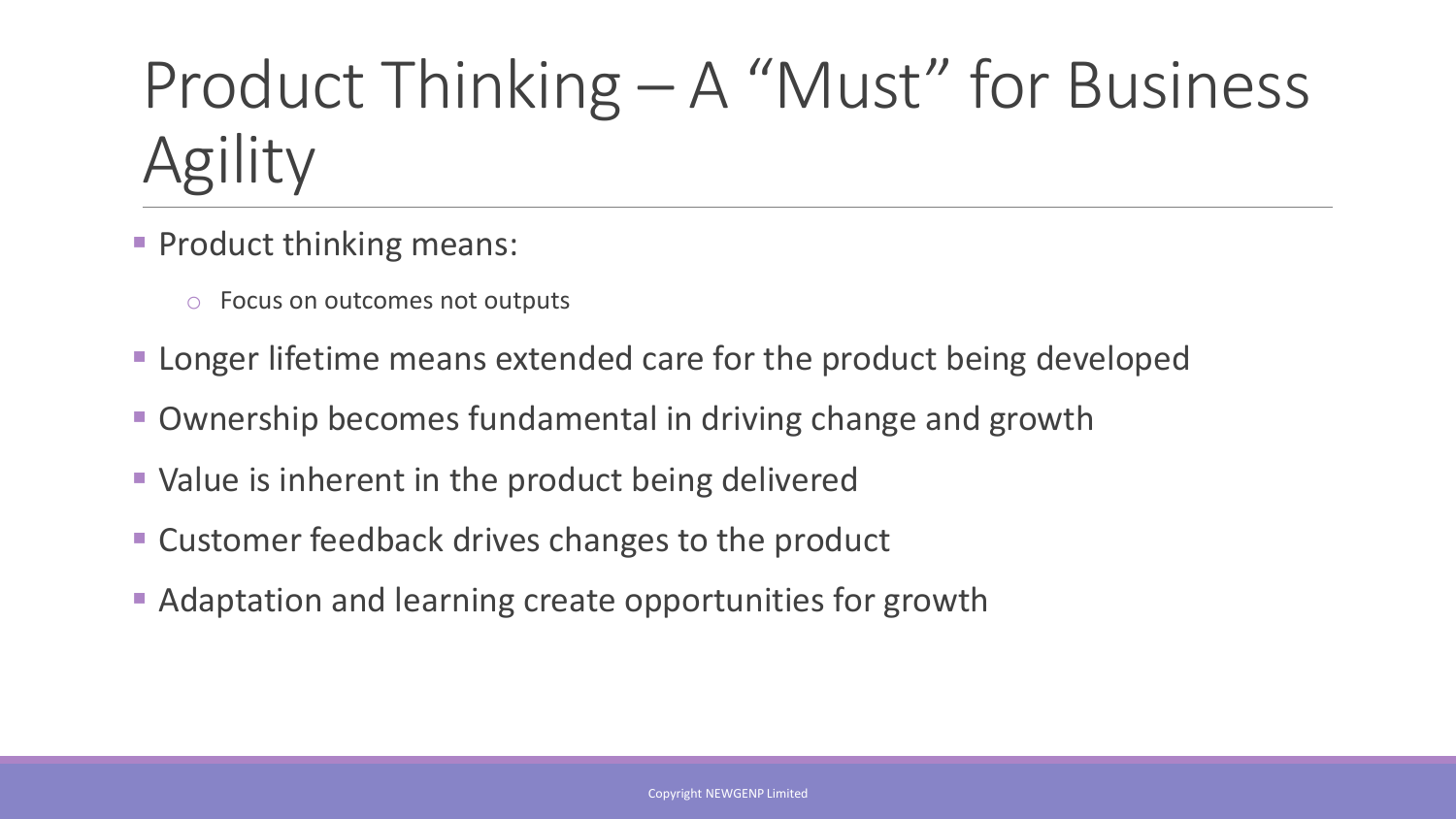# Product Thinking – A “Must” for Business Agility

- Product thinking means:
  - Focus on outcomes not outputs
- Longer lifetime means extended care for the product being developed
- Ownership becomes fundamental in driving change and growth
- Value is inherent in the product being delivered
- Customer feedback drives changes to the product
- Adaptation and learning create opportunities for growth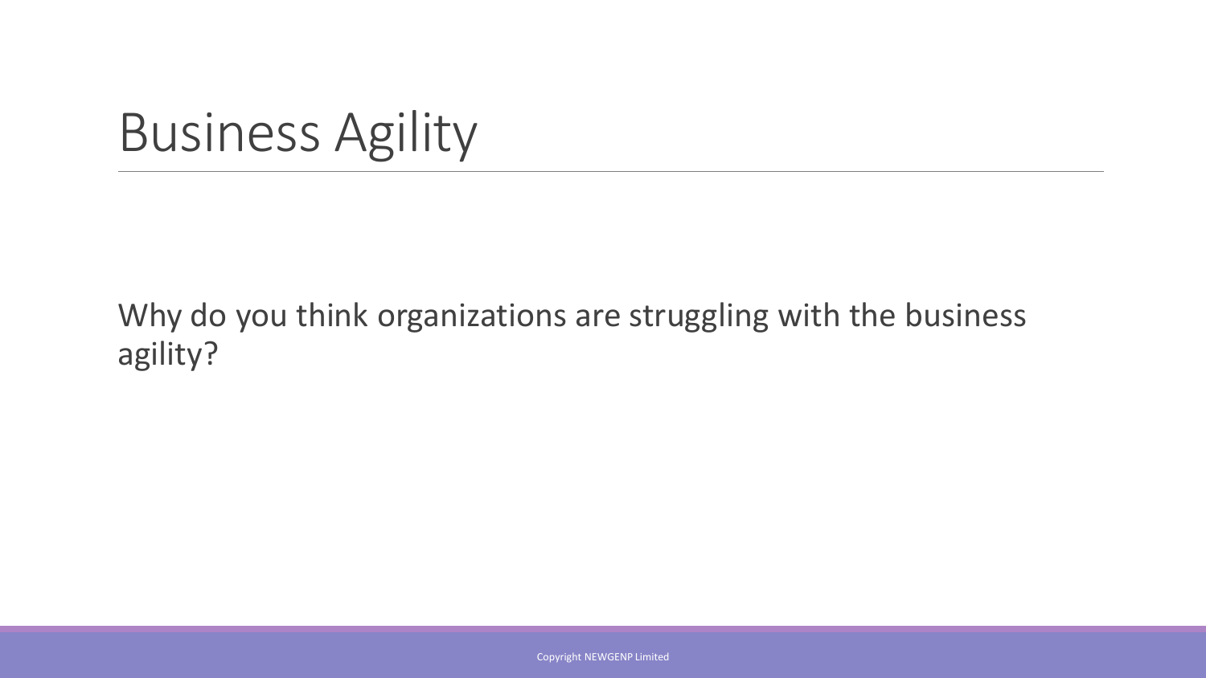# Business Agility

Why do you think organizations are struggling with the business agility?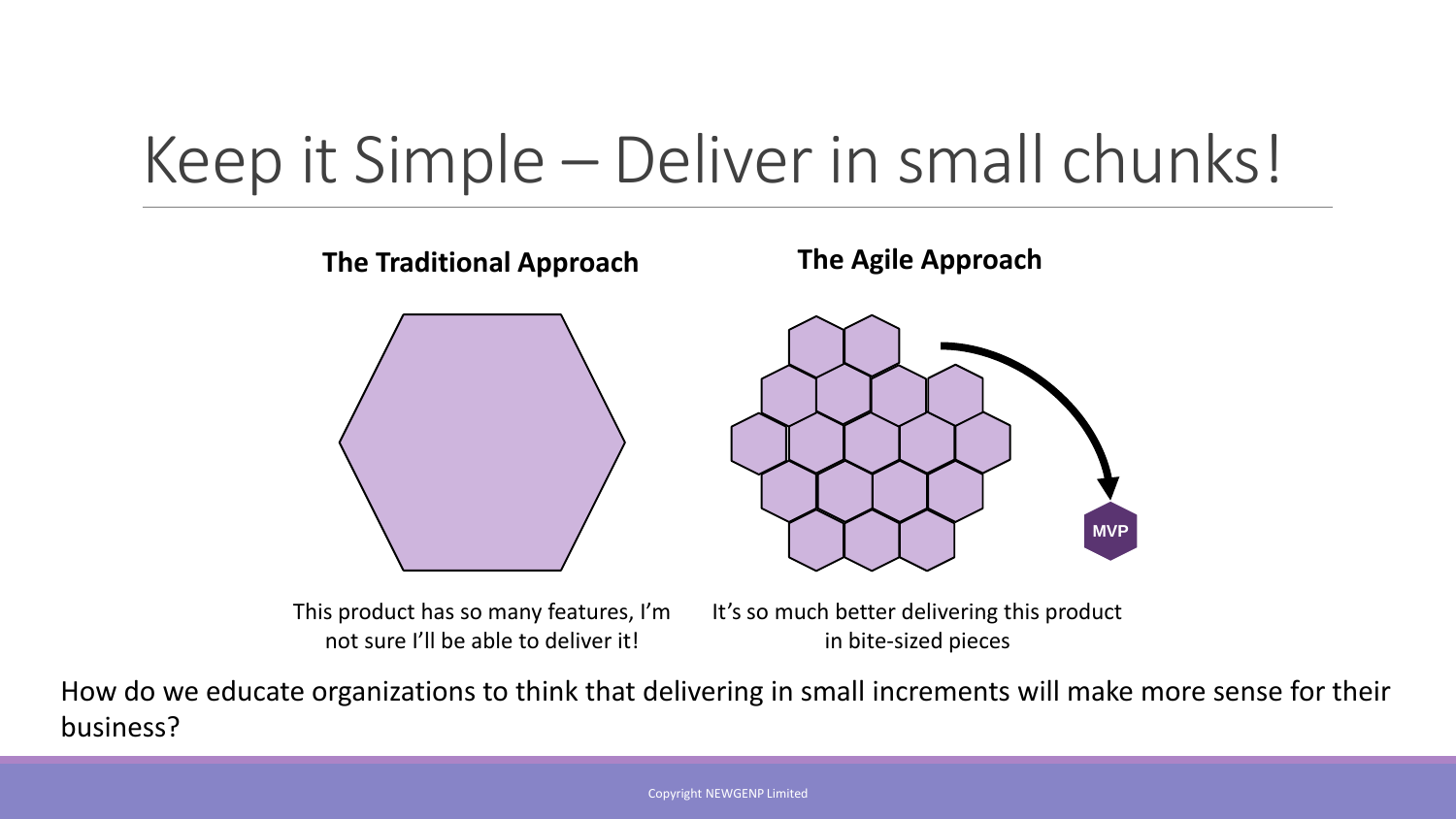# Keep it Simple – Deliver in small chunks!

**The Traditional Approach**

**The Agile Approach**

MVP

This product has so many features, I'm not sure I'll be able to deliver it!

It's so much better delivering this product in bite-sized pieces

How do we educate organizations to think that delivering in small increments will make more sense for their business?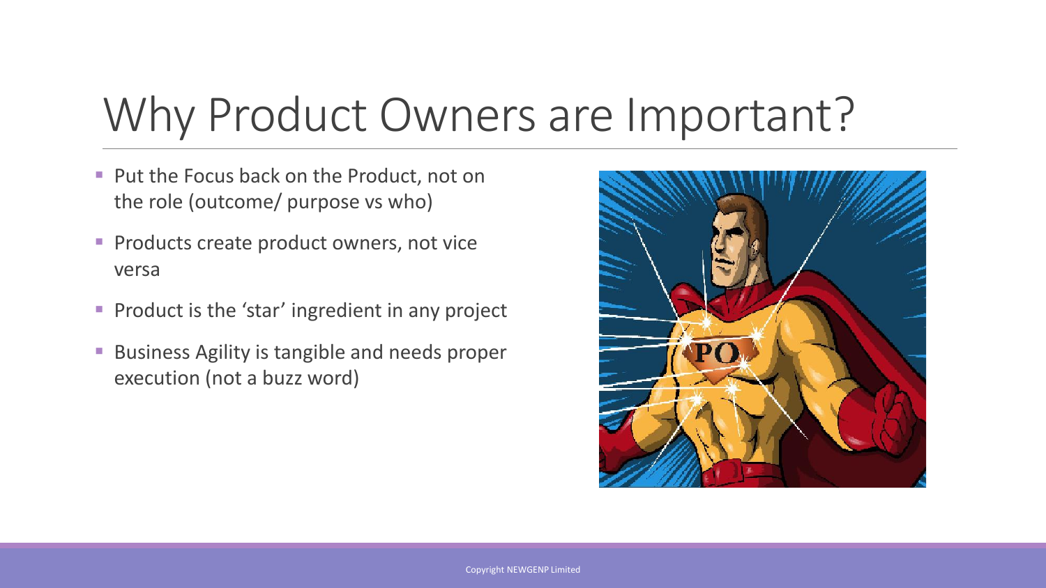# Why Product Owners are Important?

- Put the Focus back on the Product, not on the role (outcome/ purpose vs who)
- Products create product owners, not vice versa
- Product is the 'star' ingredient in any project
- Business Agility is tangible and needs proper execution (not a buzz word)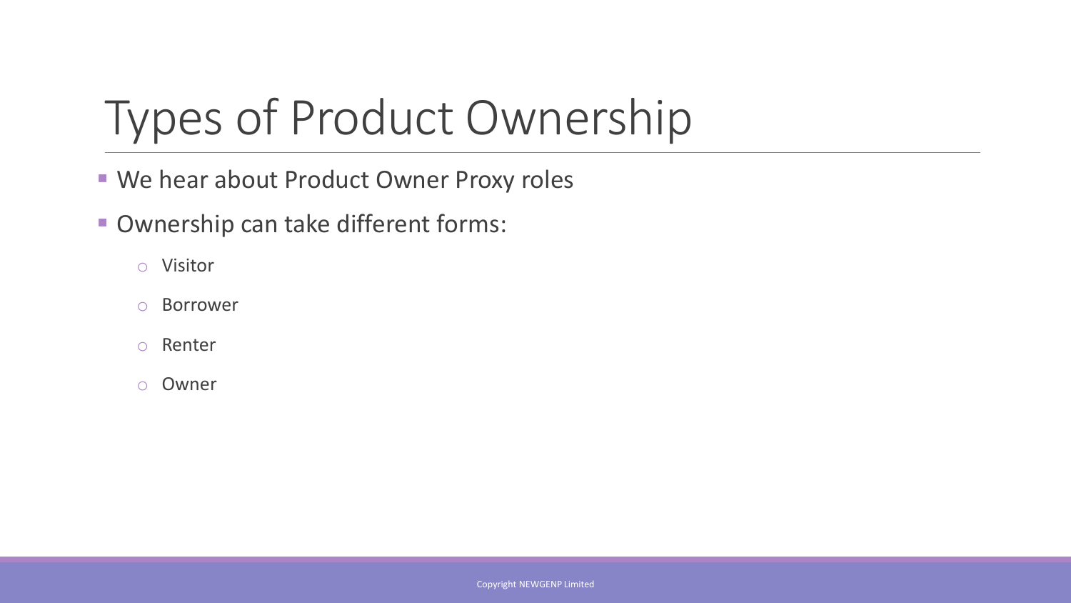# Types of Product Ownership

- We hear about Product Owner Proxy roles
- Ownership can take different forms:
  - Visitor
  - Borrower
  - Renter
  - Owner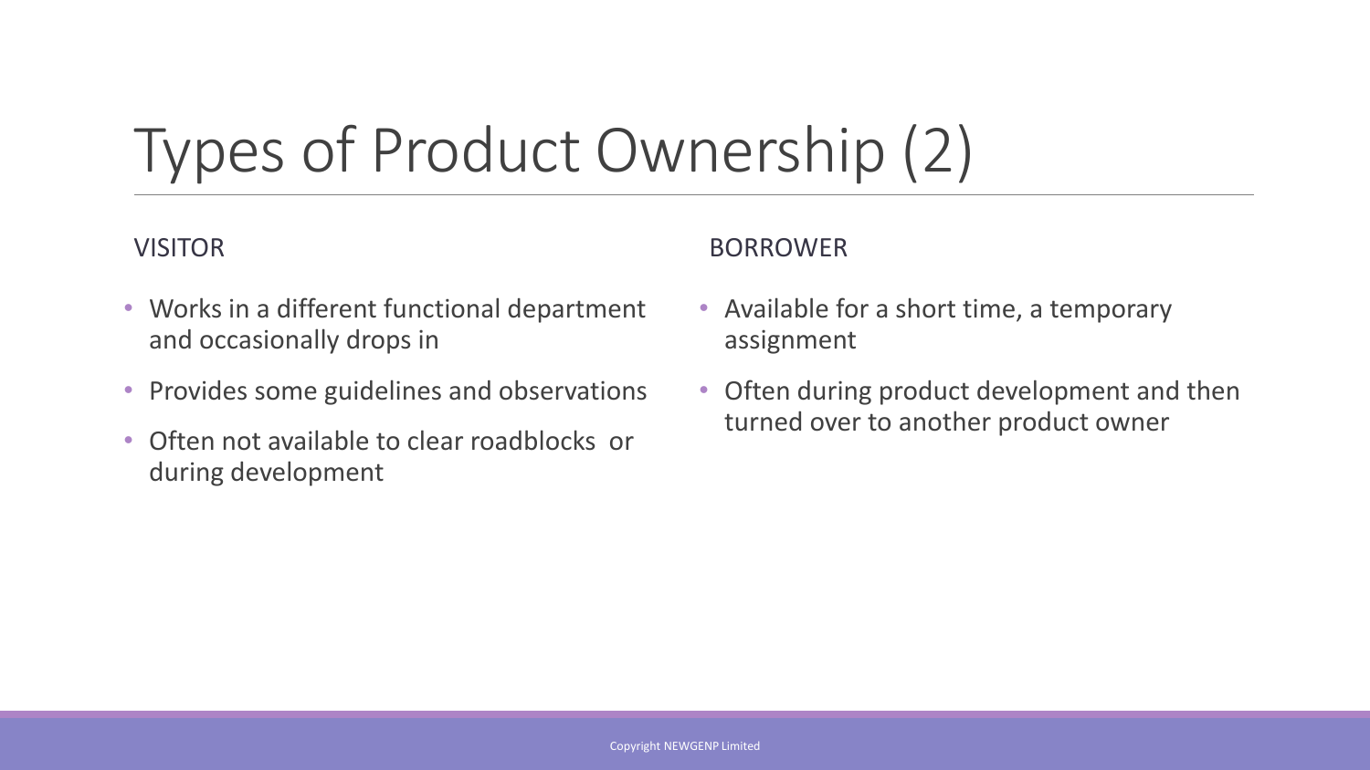# Types of Product Ownership (2)

## VISITOR

- Works in a different functional department and occasionally drops in
- Provides some guidelines and observations
- Often not available to clear roadblocks or during development

## BORROWER

- Available for a short time, a temporary assignment
- Often during product development and then turned over to another product owner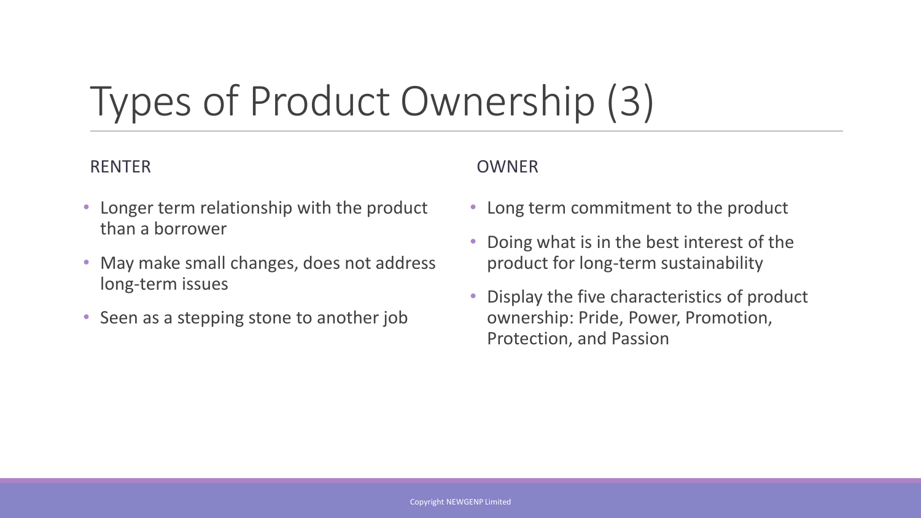# Types of Product Ownership (3)

RENTER

- Longer term relationship with the product than a borrower
- May make small changes, does not address long-term issues
- Seen as a stepping stone to another job

OWNER

- Long term commitment to the product
- Doing what is in the best interest of the product for long-term sustainability
- Display the five characteristics of product ownership: Pride, Power, Promotion, Protection, and Passion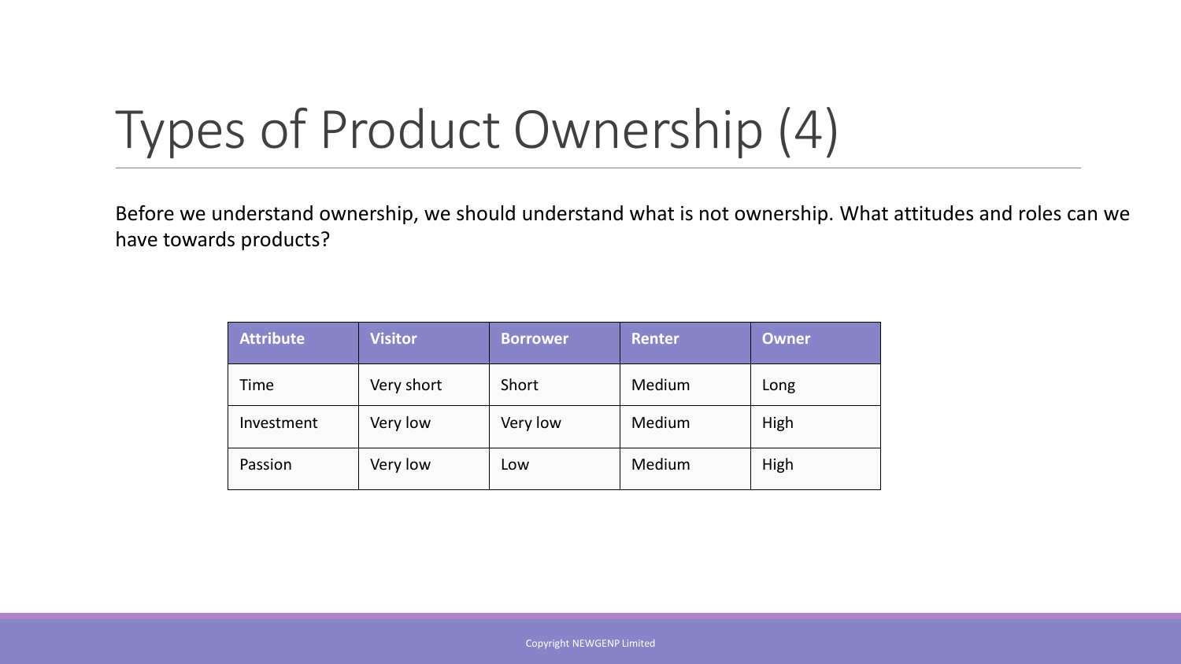# Types of Product Ownership (4)

Before we understand ownership, we should understand what is not ownership. What attitudes and roles can we have towards products?

| Attribute | Visitor | Borrower | Renter | Owner |
| --- | --- | --- | --- | --- |
| Time | Very short | Short | Medium | Long |
| Investment | Very low | Very low | Medium | High |
| Passion | Very low | Low | Medium | High |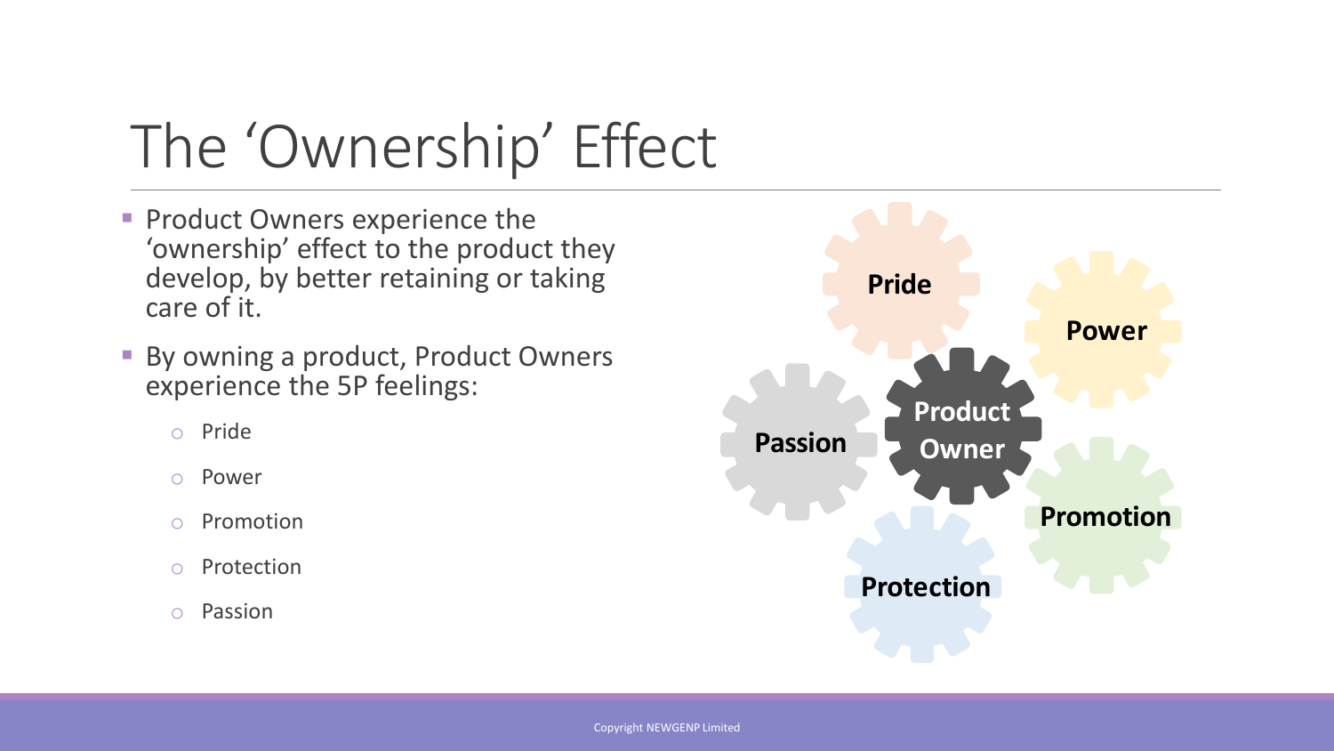# The 'Ownership' Effect

- Product Owners experience the 'ownership' effect to the product they develop, by better retaining or taking care of it.
- By owning a product, Product Owners experience the 5P feelings:
  - Pride
  - Power
  - Promotion
  - Protection
  - Passion

Pride

Power

Product Owner

Passion

Promotion

Protection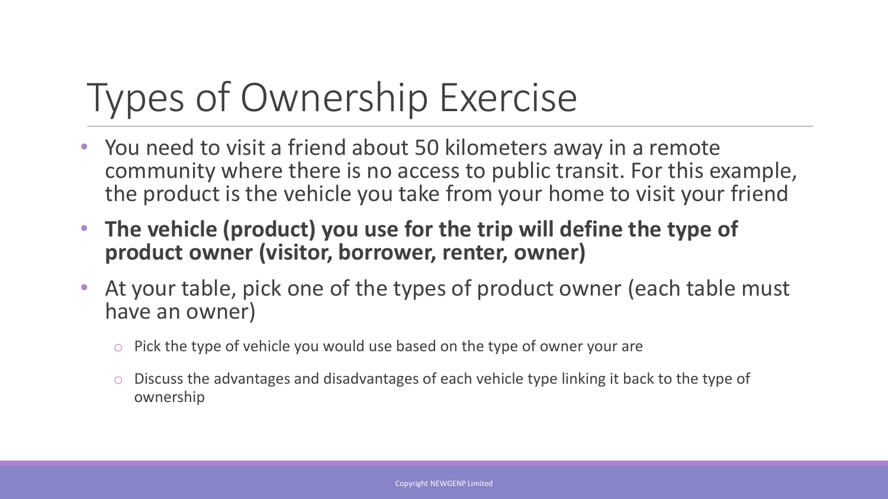# Types of Ownership Exercise

- You need to visit a friend about 50 kilometers away in a remote community where there is no access to public transit. For this example, the product is the vehicle you take from your home to visit your friend
- **The vehicle (product) you use for the trip will define the type of product owner (visitor, borrower, renter, owner)**
- At your table, pick one of the types of product owner (each table must have an owner)
  - Pick the type of vehicle you would use based on the type of owner your are
  - Discuss the advantages and disadvantages of each vehicle type linking it back to the type of ownership

Copyright NEWGENP Limited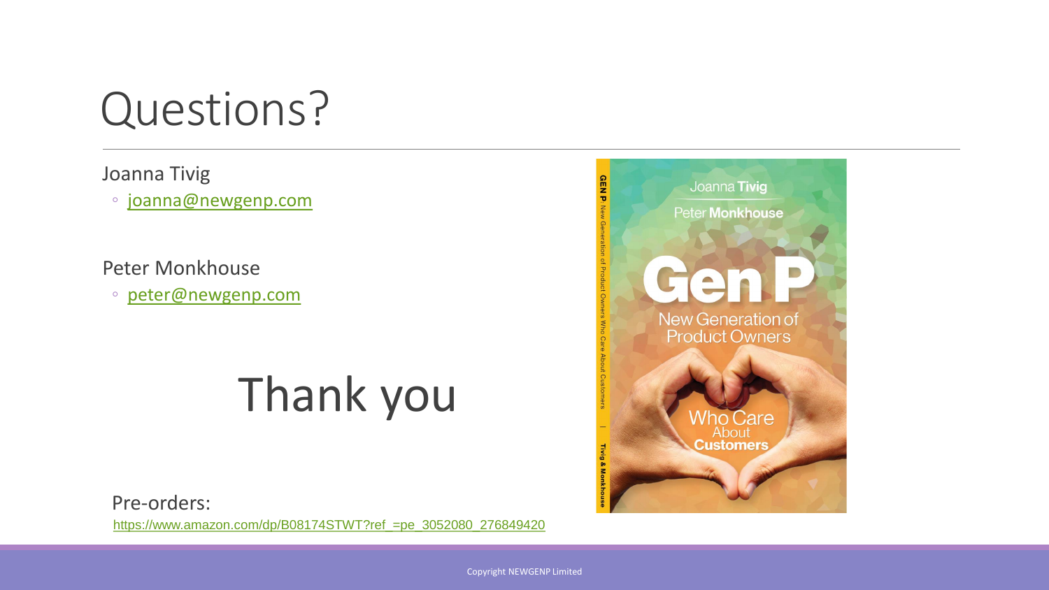# Questions?

Joanna Tivig

- joanna@newgenp.com

Peter Monkhouse

- peter@newgenp.com

Thank you

Pre-orders:

https://www.amazon.com/dp/B08174STWT?ref_=pe_3052080_276849420

Copyright NEWGENP Limited